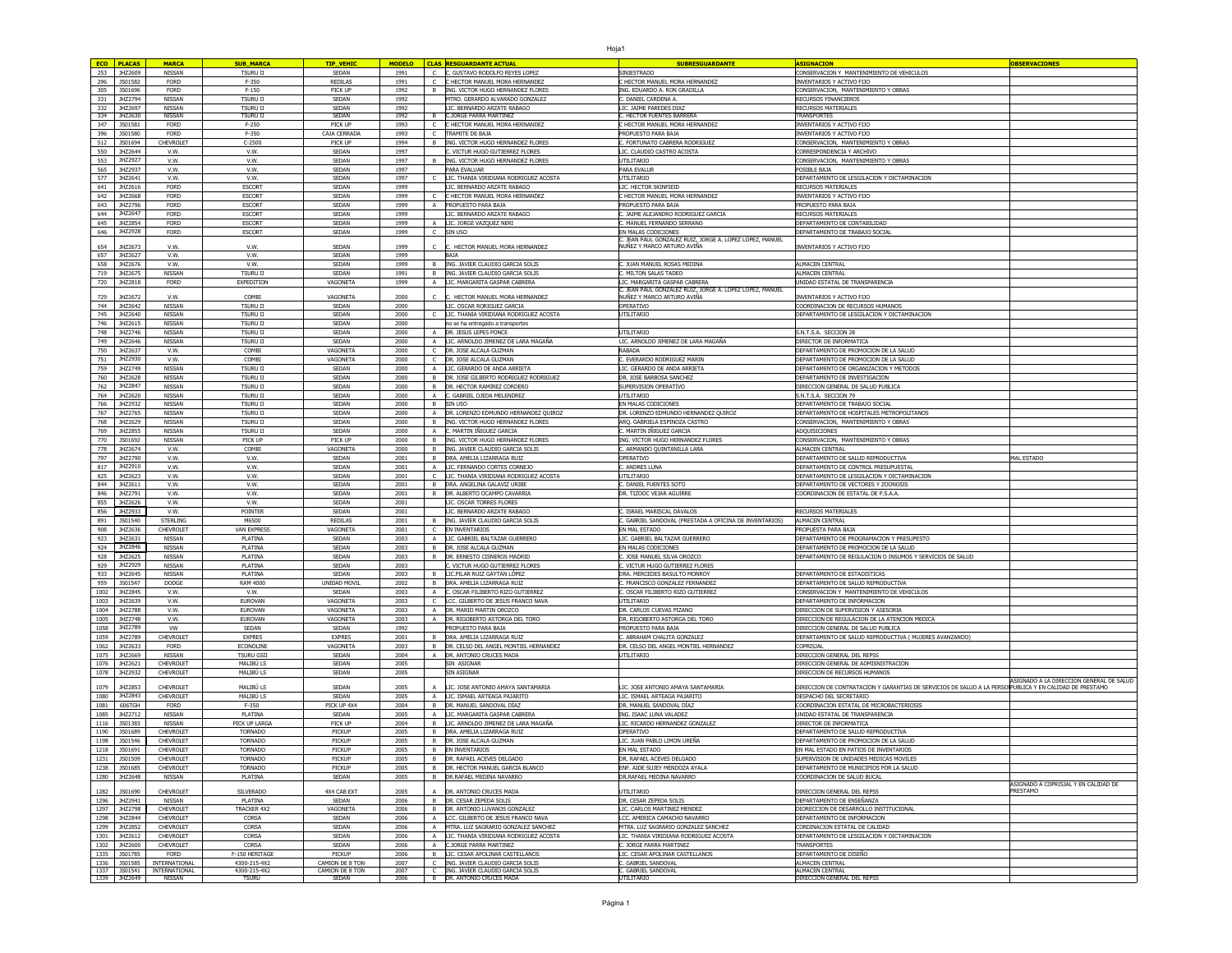| ECO | PLACAS | MARCA | SUB_MARCA | TIP_VEHIC | MODELO | CLAS | RESGUARDANTE ACTUAL | SUBRESGUARDANTE | ASIGNACION | OBSERVACIONES |
|---|---|---|---|---|---|---|---|---|---|---|
| 253 | JHZ2609 | NISSAN | TSURU II | SEDAN | 1991 | C | C. GUSTAVO RODOLFO REYES LOPEZ | SINIESTRADO | CONSERVACION Y MANTENIMIENTO DE VEHICULOS | |
| 296 | JS01582 | FORD | F-350 | REDILAS | 1991 | C | C HECTOR MANUEL MORA HERNANDEZ | C HECTOR MANUEL MORA HERNANDEZ | INVENTARIOS Y ACTIVO FIJO | |
| 305 | JS01696 | FORD | F-150 | PICK UP | 1992 | B | ING. VICTOR HUGO HERNANDEZ FLORES | ING. EDUARDO A. RON GRADILLA | CONSERVACION, MANTENIMIENTO Y OBRAS | |
| 321 | JHZ2794 | NISSAN | TSURU II | SEDAN | 1992 | | MTRO. GERARDO ALVARADO GONZALEZ | C. DANIEL CARDENA A. | RECURSOS FINANCIEROS | |
| 332 | JHZ2697 | NISSAN | TSURU II | SEDAN | 1992 | | LIC. BERNARDO ARZATE RABAGO | LIC. JAIME PAREDES DIAZ | RECURSOS MATERIALES | |
| 334 | JHZ2630 | NISSAN | TSURU II | SEDAN | 1992 | B | C.JORGE PARRA MARTINEZ | C. HECTOR FUENTES BARRERA | TRANSPORTES | |
| 347 | JS01581 | FORD | F-250 | PICK UP | 1993 | C | C HECTOR MANUEL MORA HERNANDEZ | C HECTOR MANUEL MORA HERNANDEZ | INVENTARIOS Y ACTIVO FIJO | |
| 396 | JS01580 | FORD | F-350 | CAJA CERRADA | 1993 | C | TRAMITE DE BAJA | PROPUESTO PARA BAJA | INVENTARIOS Y ACTIVO FIJO | |
| 512 | JS01694 | CHEVROLET | C-2500 | PICK UP | 1994 | B | ING. VICTOR HUGO HERNANDEZ FLORES | C. FORTUNATO CABRERA RODRIGUEZ | CONSERVACION, MANTENIMIENTO Y OBRAS | |
| 550 | JHZ2644 | V.W. | V.W. | SEDAN | 1997 | | C. VICTUR HUGO GUTIERREZ FLORES | LIC. CLAUDIO CASTRO ACOSTA | CORRESPONDENCIA Y ARCHIVO | |
| 553 | JHZ2927 | V.W. | V.W. | SEDAN | 1997 | B | ING. VICTOR HUGO HERNANDEZ FLORES | UTILITARIO | CONSERVACION, MANTENIMIENTO Y OBRAS | |
| 565 | JHZ2937 | V.W. | V.W. | SEDAN | 1997 | | PARA EVALUAR | PARA EVALUR | POSIBLE BAJA | |
| 577 | JHZ2641 | V.W. | V.W. | SEDAN | 1997 | C | LIC. THANIA VIRIDIANA RODRIGUEZ ACOSTA | UTILITARIO | DEPARTAMENTO DE LESGILACION Y DICTAMINACION | |
| 641 | JHZ2616 | FORD | ESCORT | SEDAN | 1999 | | LIC. BERNARDO ARZATE RABAGO | LIC. HECTOR SKINFIEID | RECURSOS MATERIALES | |
| 642 | JHZ2668 | FORD | ESCORT | SEDAN | 1999 | C | C HECTOR MANUEL MORA HERNANDEZ | C HECTOR MANUEL MORA HERNANDEZ | INVENTARIOS Y ACTIVO FIJO | |
| 643 | JHZ2796 | FORD | ESCORT | SEDAN | 1999 | A | PROPUESTO PARA BAJA | PROPUESTO PARA BAJA | PROPUESTO PARA BAJA | |
| 644 | JHZ2647 | FORD | ESCORT | SEDAN | 1999 | | LIC. BERNARDO ARZATE RABAGO | C. JAIME ALEJANDRO RODRIGUEZ GARCIA | RECURSOS MATERIALES | |
| 645 | JHZ2854 | FORD | ESCORT | SEDAN | 1999 | A | LIC. JORGE VAZQUEZ NERI | C. MANUEL FERNANDO SERRANO | DEPARTAMENTO DE CONTABILIDAD | |
| 646 | JHZ2928 | FORD | ESCORT | SEDAN | 1999 | C | SIN USO | EN MALAS CODICIONES | DEPARTAMENTO DE TRABAJO SOCIAL | |
| 654 | JHZ2673 | V.W. | V.W. | SEDAN | 1999 | C | C. HECTOR MANUEL MORA HERNANDEZ | C. JEAN PAUL GONZALEZ RUIZ, JORGE A. LOPEZ LOPEZ, MANUEL NUÑEZ Y MARCO ARTURO AVIÑA | INVENTARIOS Y ACTIVO FIJO | |
| 657 | JHZ2627 | V.W. | V.W. | SEDAN | 1999 | | BAJA | | | |
| 658 | JHZ2676 | V.W. | V.W. | SEDAN | 1999 | B | ING. JAVIER CLAUDIO GARCIA SOLIS | C. JUAN MANUEL ROSAS MEDINA | ALMACEN CENTRAL | |
| 719 | JHZ2675 | NISSAN | TSURU II | SEDAN | 1991 | B | ING. JAVIER CLAUDIO GARCIA SOLIS | C. MILTON SALAS TADEO | ALMACEN CENTRAL | |
| 720 | JHZ2818 | FORD | EXPEDITION | VAGONETA | 1999 | A | LIC. MARGARITA GASPAR CABRERA | LIC. MARGARITA GASPAR CABRERA | UNIDAD ESTATAL DE TRANSPARENCIA | |
| 729 | JHZ2672 | V.W. | COMBI | VAGONETA | 2000 | C | C. HECTOR MANUEL MORA HERNANDEZ | C. JEAN PAUL GONZALEZ RUIZ, JORGE A. LOPEZ LOPEZ, MANUEL NUÑEZ Y MARCO ARTURO AVIÑA | INVENTARIOS Y ACTIVO FIJO | |
| 744 | JHZ2642 | NISSAN | TSURU II | SEDAN | 2000 | | LIC. OSCAR RORIGUEZ GARCIA | OPERATIVO | COORDINACION DE RECURSOS HUMANOS | |
| 745 | JHZ2640 | NISSAN | TSURU II | SEDAN | 2000 | C | LIC. THANIA VIRIDIANA RODRIGUEZ ACOSTA | UTILITARIO | DEPARTAMENTO DE LESGILACION Y DICTAMINACION | |
| 746 | JHZ2615 | NISSAN | TSURU II | SEDAN | 2000 | | no se ha entregado a transportes | | | |
| 748 | JHZ2746 | NISSAN | TSURU II | SEDAN | 2000 | A | DR. JESUS LEPES PONCE | UTILITARIO | S.N.T.S.A. SECCION 28 | |
| 749 | JHZ2646 | NISSAN | TSURU II | SEDAN | 2000 | A | LIC. ARNOLDO JIMENEZ DE LARA MAGAÑA | LIC. ARNOLDO JIMENEZ DE LARA MAGAÑA | DIRECTOR DE INFORMATICA | |
| 750 | JHZ2637 | V.W. | COMBI | VAGONETA | 2000 | C | DR. JOSE ALCALA GUZMAN | RABADA | DEPARTAMENTO DE PROMOCION DE LA SALUD | |
| 751 | JHZ2930 | V.W. | COMBI | VAGONETA | 2000 | C | DR. JOSE ALCALA GUZMAN | C. EVERARDO RODRIGUEZ MARIN | DEPARTAMENTO DE PROMOCION DE LA SALUD | |
| 759 | JHZ2749 | NISSAN | TSURU II | SEDAN | 2000 | A | LIC. GERARDO DE ANDA ARRIETA | LIC. GERARDO DE ANDA ARRIETA | DEPARTAMENTO DE ORGANIZACION Y METODOS | |
| 760 | JHZ2628 | NISSAN | TSURU II | SEDAN | 2000 | B | DR. JOSE GILBERTO RODRIGUEZ RODRIGUEZ | DR. JOSE BARBOSA SANCHEZ | DEPARTAMENTO DE INVESTIGACION | |
| 762 | JHZ2847 | NISSAN | TSURU II | SEDAN | 2000 | B | DR. HECTOR RAMIREZ CORDERO | SUPERVISION OPERATIVO | DIRECCION GENERAL DE SALUD PUBLICA | |
| 764 | JHZ2620 | NISSAN | TSURU II | SEDAN | 2000 | A | C. GABRIEL OJEDA MELENDREZ | UTILITARIO | S.N.T.S.A. SECCION 79 | |
| 766 | JHZ2932 | NISSAN | TSURU II | SEDAN | 2000 | B | SIN USO | EN MALAS CODICIONES | DEPARTAMENTO DE TRABAJO SOCIAL | |
| 767 | JHZ2765 | NISSAN | TSURU II | SEDAN | 2000 | A | DR. LORENZO EDMUNDO HERNANDEZ QUIROZ | DR. LORENZO EDMUNDO HERNANDEZ QUIROZ | DEPARTAMENTO DE HOSPITALES METROPOLITANOS | |
| 768 | JHZ2629 | NISSAN | TSURU II | SEDAN | 2000 | B | ING. VICTOR HUGO HERNANDEZ FLORES | ARQ. GABRIELA ESPINOZA CASTRO | CONSERVACION, MANTENIMIENTO Y OBRAS | |
| 769 | JHZ2855 | NISSAN | TSURU II | SEDAN | 2000 | A | C. MARTIN IÑIGUEZ GARCIA | C. MARTIN IÑIGUEZ GARCIA | ADQUISICIONES | |
| 770 | JS01692 | NISSAN | PICK UP | PICK UP | 2000 | B | ING. VICTOR HUGO HERNANDEZ FLORES | ING. VICTOR HUGO HERNANDEZ FLORES | CONSERVACION, MANTENIMIENTO Y OBRAS | |
| 778 | JHZ2674 | V.W. | COMBI | VAGONETA | 2000 | B | ING. JAVIER CLAUDIO GARCIA SOLIS | C. ARMANDO QUINTANILLA LARA | ALMACEN CENTRAL | |
| 797 | JHZ2790 | V.W. | V.W. | SEDAN | 2001 | B | DRA. AMELIA LIZARRAGA RUIZ | OPERATIVO | DEPARTAMENTO DE SALUD REPRODUCTIVA | MAL ESTADO |
| 817 | JHZ2910 | V.W. | V.W. | SEDAN | 2001 | A | LIC. FERNANDO CORTES CORNEJO | C. ANDRES LUNA | DEPARTAMENTO DE CONTROL PRESUPUESTAL | |
| 825 | JHZ2623 | V.W. | V.W. | SEDAN | 2001 | C | LIC. THANIA VIRIDIANA RODRIGUEZ ACOSTA | UTILITARIO | DEPARTAMENTO DE LEGISLACION Y DICTAMINACION | |
| 844 | JHZ2611 | V.W. | V.W. | SEDAN | 2001 | B | DRA. ANGELINA GALAVIZ URIBE | C. DANIEL FUENTES SOTO | DEPARTAMENTO DE VECTORES Y ZOONOSIS | |
| 846 | JHZ2791 | V.W. | V.W. | SEDAN | 2001 | B | DR. ALBERTO OCAMPO CAVARRIA | DR. TIZOOC VEJAR AGUIRRE | COORDINACION DE ESTATAL DE P.S.A.A. | |
| 855 | JHZ2626 | V.W. | V.W. | SEDAN | 2001 | | LIC. OSCAR TORRES FLORES | | | |
| 856 | JHZ2933 | V.W. | POINTER | SEDAN | 2001 | | LIC. BERNARDO ARZATE RABAGO | C. ISRAEL MARISCAL DAVALOS | RECURSOS MATERIALES | |
| 891 | JS01540 | STERLING | M6500 | REDILAS | 2001 | B | ING. JAVIER CLAUDIO GARCIA SOLIS | C. GABRIEL SANDOVAL (PRESTADA A OFICINA DE INVENTARIOS) | ALMACEN CENTRAL | |
| 908 | JHZ2636 | CHEVROLET | VAN EXPRESS | VAGONETA | 2001 | C | EN INVENTARIOS | EN MAL ESTADO | PROPUESTA PARA BAJA | |
| 923 | JHZ2631 | NISSAN | PLATINA | SEDAN | 2003 | A | LIC. GABRIEL BALTAZAR GUERRERO | LIC. GABRIEL BALTAZAR GUERRERO | DEPARTAMENTO DE PROGRAMACION Y PRESUPESTO | |
| 924 | JHZ2846 | NISSAN | PLATINA | SEDAN | 2003 | B | DR. JOSE ALCALA GUZMAN | EN MALAS CODICIONES | DEPARTAMENTO DE PROMOCION DE LA SALUD | |
| 928 | JHZ2625 | NISSAN | PLATINA | SEDAN | 2003 | B | DR. ERNESTO CISNEROS MADRID | C. JOSE MANUEL SILVA OROZCO | DEPARTAMENTO DE REGULACION O INSUMOS Y SERVICIOS DE SALUD | |
| 929 | JHZ2929 | NISSAN | PLATINA | SEDAN | 2003 | | C. VICTUR HUGO GUTIERREZ FLORES | C. VICTUR HUGO GUTIERREZ FLORES | | |
| 933 | JHZ2645 | NISSAN | PLATINA | SEDAN | 2003 | B | LIC.PILAR RUIZ GAYTAN LÓPEZ | DRA. MERCEDES BASULTO MONROY | DEPARTAMENTO DE ESTADISTICAS | |
| 959 | JS01547 | DODGE | RAM 4000 | UNIDAD MOVIL | 2002 | B | DRA. AMELIA LIZARRAGA RUIZ | C. FRANCISCO GONZALEZ FERNANDEZ | DEPARTAMENTO DE SALUD REPRODUCTIVA | |
| 1002 | JHZ2845 | V.W. | V.W. | SEDAN | 2003 | A | C. OSCAR FILIBERTO RIZO GUTIERREZ | C. OSCAR FILIBERTO RIZO GUTIERREZ | CONSERVACION Y MANTENIMIENTO DE VEHICULOS | |
| 1003 | JHZ2639 | V.W. | EUROVAN | VAGONETA | 2003 | C | LCC. GILBERTO DE JESÚS FRANCO NAVA | UTILITARIO | DEPARTAMENTO DE INFORMACION | |
| 1004 | JHZ2788 | V.W. | EUROVAN | VAGONETA | 2003 | A | DR. MARIO MARTIN OROZCO | DR. CARLOS CUEVAS PIZANO | DIRECCION DE SUPERVISION Y ASESORIA | |
| 1005 | JHZ2748 | V.W. | EUROVAN | VAGONETA | 2003 | A | DR. RIGOBERTO ASTORGA DEL TORO | DR. RIGOBERTO ASTORGA DEL TORO | DIRECCION DE REGULACION DE LA ATENCION MEDICA | |
| 1058 | JHZ2789 | VW | SEDAN | SEDAN | 1992 | | PROPUESTO PARA BAJA | PROPUESTO PARA BAJA | DIRECCION GENERAL DE SALUD PUBLICA | |
| 1059 | JHZ2789 | CHEVROLET | EXPRES | EXPRES | 2001 | B | DRA. AMELIA LIZARRAGA RUIZ | C. ABRAHAM CHALITA GONZALEZ | DEPARTAMENTO DE SALUD REPRODUCTIVA ( MUJERES AVANZANDO) | |
| 1062 | JHZ2633 | FORD | ECONOLINE | VAGONETA | 2003 | B | DR. CELSO DEL ANGEL MONTIEL HERNANDEZ | DR. CELSO DEL ANGEL MONTIEL HERNANDEZ | COPRISJAL | |
| 1075 | JHZ2669 | NISSAN | TSURU GSII | SEDAN | 2004 | A | DR. ANTONIO CRUCES MADA | UTILITARIO | DIRECCION GENERAL DEL REPSS | |
| 1076 | JHZ2621 | CHEVROLET | MALIBÚ LS | SEDAN | 2005 | | SIN ASIGNAR | | DIRECCION GENERAL DE ADMISNISTRACION | |
| 1078 | JHZ2932 | CHEVROLET | MALIBÚ LS | SEDAN | 2005 | | SIN ASIGNAR | | DIRECCION DE RECURSOS HUMANOS | |
| 1079 | JHZ2853 | CHEVROLET | MALIBÚ LS | SEDAN | 2005 | A | LIC. JOSE ANTONIO AMAYA SANTAMARIA | LIC. JOSE ANTONIO AMAYA SANTAMARIA | DIRECCION DE CONTRATACION Y GARANTIAS DE SERVICIOS DE SALUD A LA PERSONA | ASIGNADO A LA DIRECCION GENERAL DE SALUD PUBLICA Y EN CALIDAD DE PRESTAMO |
| 1080 | JHZ2843 | CHEVROLET | MALIBÚ LS | SEDAN | 2005 | A | LIC. ISMAEL ARTEAGA PAJARITO | LIC. ISMAEL ARTEAGA PAJARITO | DESPACHO DEL SECRETARIO | |
| 1081 | 606TGH | FORD | F-350 | PICK UP 4X4 | 2004 | B | DR. MANUEL SANDOVAL DÍAZ | DR. MANUEL SANDOVAL DÍAZ | COORDINACION ESTATAL DE MICROBACTERIOSIS | |
| 1085 | JHZ2712 | NISSAN | PLATINA | SEDAN | 2005 | A | LIC. MARGARITA GASPAR CABRERA | ING. ISAAC LUNA VALADEZ | UNIDAD ESTATAL DE TRANSPARENCIA | |
| 1116 | JS01383 | NISSAN | PICK UP LARGA | PICK UP | 2004 | B | LIC. ARNOLDO JIMENEZ DE LARA MAGAÑA | LIC. RICARDO HERNANDEZ GONZALEZ | DIRECTOR DE INFORMATICA | |
| 1190 | JS01689 | CHEVROLET | TORNADO | PICKUP | 2005 | B | DRA. AMELIA LIZARRAGA RUIZ | OPERATIVO | DEPARTAMENTO DE SALUD REPRODUCTIVA | |
| 1198 | JS01546 | CHEVROLET | TORNADO | PICKUP | 2005 | B | DR. JOSE ALCALA GUZMAN | LIC. JUAN PABLO LIMON UREÑA | DEPARTAMENTO DE PROMOCION DE LA SALUD | |
| 1218 | JS01691 | CHEVROLET | TORNADO | PICKUP | 2005 | B | EN INVENTARIOS | EN MAL ESTADO | EN MAL ESTADO EN PATIOS DE INVENTARIOS | |
| 1231 | JS01509 | CHEVROLET | TORNADO | PICKUP | 2005 | B | DR. RAFAEL ACEVES DELGADO | DR. RAFAEL ACEVES DELGADO | SUPERVISION DE UNIDADES MEDICAS MOVILES | |
| 1238 | JS01685 | CHEVROLET | TORNADO | PICKUP | 2005 | B | DR. HECTOR MANUEL GARCIA BLANCO | ENF. AIDE SUJEY MENDOZA AYALA | DEPARTAMENTO DE MUNICIPIOS POR LA SALUD | |
| 1280 | JHZ2648 | NISSAN | PLATINA | SEDAN | 2005 | B | DR.RAFAEL MEDINA NAVARRO | DR.RAFAEL MEDINA NAVARRO | COORDINACION DE SALUD BUCAL | |
| 1282 | JS01690 | CHEVROLET | SILVERADO | 4X4 CAB EXT | 2005 | A | DR. ANTONIO CRUCES MADA | UTILITARIO | DIRECCION GENERAL DEL REPSS | ASIGNADO A COPRISJAL Y EN CALIDAD DE PRESTAMO |
| 1296 | JHZ2941 | NISSAN | PLATINA | SEDAN | 2006 | B | DR. CESAR ZEPEDA SOLIS | DR. CESAR ZEPEDA SOLIS | DEPARTAMENTO DE ENSEÑANZA | |
| 1297 | JHZ2798 | CHEVROLET | TRACKER 4X2 | VAGONETA | 2006 | B | DR. ANTONIO LUVANOS GONZALEZ | LIC. CARLOS MARTINEZ MENDEZ | DIORECCION DE DESARROLLO INSTITUCIONAL | |
| 1298 | JHZ2844 | CHEVROLET | CORSA | SEDAN | 2006 | A | LCC. GILBERTO DE JESUS FRANCO NAVA | LCC. AMERICA CAMACHO NAVARRO | DEPARTAMENTO DE INFORMACION | |
| 1299 | JHZ2852 | CHEVROLET | CORSA | SEDAN | 2006 | A | MTRA. LUZ SAGRARIO GONZALEZ SANCHEZ | MTRA. LUZ SAGRARIO GONZALEZ SANCHEZ | CORDINACION ESTATAL DE CALIDAD | |
| 1301 | JHZ2612 | CHEVROLET | CORSA | SEDAN | 2006 | A | LIC. THANIA VIRIDIANA RODRIGUEZ ACOSTA | LIC. THANIA VIRIDIANA RODRIGUEZ ACOSTA | DEPARTAMENTO DE LESGILACION Y DICTAMINACION | |
| 1302 | JHZ2600 | CHEVROLET | CORSA | SEDAN | 2006 | A | C.JORGE PARRA MARTINEZ | C. JORGE PARRA MARTINEZ | TRANSPORTES | |
| 1335 | JS01785 | FORD | F-150 HERITAGE | PICKUP | 2006 | B | LIC. CESAR APOLINAR CASTELLANOS | LIC. CESAR APOLINAR CASTELLANOS | DEPARTAMENTO DE DISEÑO | |
| 1336 | JS01585 | INTERNATIONAL | 4300-215-4X2 | CAMION DE 8 TON | 2007 | C | ING. JAVIER CLAUDIO GARCIA SOLIS | C. GABRIEL SANDOVAL | ALMACEN CENTRAL | |
| 1337 | JS01541 | INTERNATIONAL | 4300-215-4X2 | CAMION DE 8 TON | 2007 | C | ING. JAVIER CLAUDIO GARCIA SOLIS | C. GABRIEL SANDOVAL | ALMACEN CENTRAL | |
| 1339 | JHZ2649 | NISSAN | TSURU | SEDAN | 2006 | B | DR. ANTONIO CRUCES MADA | UTILITARIO | DIRECCION GENERAL DEL REPSS | |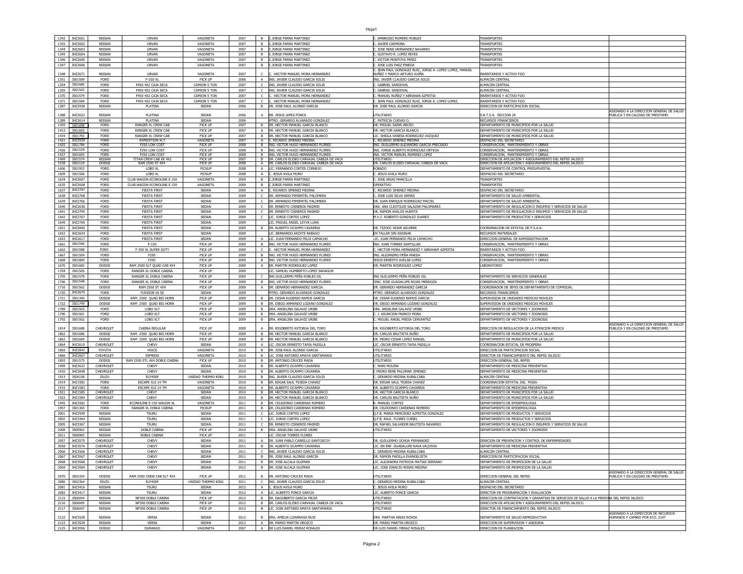| 1342 | JHZ2601 | NISSAN | URVAN | VAGONETA | 2007 | B | C.JORGE PARRA MARTINEZ | C. AMBROSIO ROMERO ROBLES | TRANSPORTES | |
|---|---|---|---|---|---|---|---|---|---|---|
| 1343 | JHZ2602 | NISSAN | URVAN | VAGONETA | 2007 | B | C.JORGE PARRA MARTINEZ | C. JAVIER CARMONA | TRANSPORTES | |
| 1344 | JHZ2603 | NISSAN | URVAN | VAGONETA | 2007 | B | C.JORGE PARRA MARTINEZ | C. JOSE RENE HERNANDEZ NAVARRO | TRANSPORTES | |
| 1345 | JHZ2604 | NISSAN | URVAN | VAGONETA | 2007 | B | C.JORGE PARRA MARTINEZ | C. GUSTAVO R. LOPEZ REYES | TRANSPORTES | |
| 1346 | JHZ2605 | NISSAN | URVAN | VAGONETA | 2007 | B | C.JORGE PARRA MARTINEZ | C. VICTOR MONTOYA PEREZ | TRANSPORTES | |
| 1347 | JHZ2606 | NISSAN | URVAN | VAGONETA | 2007 | B | C.JORGE PARRA MARTINEZ | C. JOSE LUIS PAEZ PINEDA | TRANSPORTES | |
| 1348 | JHZ2671 | NISSAN | URVAN | VAGONETA | 2007 | C | C. HECTOR MANUEL MORA HERNANDEZ | C. JEAN PAUL GONZALEZ RUIZ, JORGE A. LOPEZ LOPEZ, MANUEL NUÑEZ Y MARCO ARTURO AVIÑA | INVENTARIOS Y ACTIVO FIJO | |
| 1351 | JS01589 | FORD | F-250 XL | PICK UP | 2006 | A | ING. JAVIER CLAUDIO GARCIA SOLIS | ING. JAVIER CLAUDIO GARCIA SOLIS | ALMACEN CENTRAL | |
| 1354 | JS01680 | FORD | F450 4X2 CAJA SECA | CAMION 5 TON | 2007 | C | ING. JAVIER CLAUDIO GARCIA SOLIS | C. GABRIEL SANDOVAL | ALMACEN CENTRAL | |
| 1355 | JS01542 | FORD | F450 4X2 CAJA SECA | CAMION 5 TON | 2007 | C | ING. JAVIER CLAUDIO GARCIA SOLIS | C. GABRIEL SANDOVAL | ALMACEN CENTRAL | |
| 1370 | JS01579 | FORD | F450 4X2 CAJA SECA | CAMION 5 TON | 2007 | C | C. HECTOR MANUEL MORA HERNANDEZ | C. MANUEL NUÑEZ Y ABRAHAN AZPEITIA | INVENTARIOS Y ACTIVO FIJO | |
| 1371 | JS01584 | FORD | F450 4X2 CAJA SECA | CAMION 5 TON | 2007 | C | C. HECTOR MANUEL MORA HERNANDEZ | C. JEAN PAUL GONZALEZ RUIZ, JORGE A. LOPEZ LOPEZ, | INVENTARIOS Y ACTIVO FIJO | |
| 1387 | JHZ2938 | NISSAN | PLATINA | SEDAN | 2006 | B | DR. JOSE RAUL ALONSO GARCIA | DR. JOSE RAUL ALONSO GARCIA | DIRECCION DE PARTICIPACION SOCIAL | |
| 1388 | JHZ2622 | NISSAN | PLATINA | SEDAN | 2006 | A | DR. JESUS LEPES PONCE | UTILITARIO | S.N.T.S.A. SECCION 28 | ASIGNADO A LA DIRECCION GENERAL DE SALUD PUBLICA Y EN CALIDAD DE PRESTAMO |
| 1389 | JHZ2614 | NISSAN | PLATINA | SEDAN | 2006 | | MTRO. GERARDO ALVARADO GONZALEZ | C. PATRICIA CUEVAS O. | RECURSOS FINANCIEROS | |
| 1393 | JS01698 | FORD | RANGER XL CREW CAB | PICK UP | 2007 | B | DR. HECTOR MANUEL GARCIA BLANCO | DR. MIGUEL SAINS ARCEO | DEPARTAMENTO DE MUNICIPIOS POR LA SALUD | |
| 1413 | JS01683 | FORD | RANGER XL CREW CAB | PICK UP | 2007 | A | DR. HECTOR MANUEL GARCIA BLANCO | DR. HECTOR GARCIA BLANCO | DEPARTAMENTO DE MUNICIPIOS POR LA SALUD | |
| 1419 | JS01783 | FORD | RANGER XL CREW CAB | PICK UP | 2007 | B | DR. HECTOR MANUEL GARCIA BLANCO | LIC. SHEILA VANESA RODRIGUEZ VAZQUEZ | DEPARTAMENTO DE MUNICIPIOS POR LA SALUD | |
| 1421 | JHZ2939 | FORD | EXPEDITION XLT | VAGONETA | 2007 | A | C. RICARDO JIMENEZ MEDINA | C. RICARDO JIMENEZ MEDINA | DESPACHO DEL SECRETARIO | |
| 1425 | JS01784 | FORD | F250 LOW COST | PICK UP | 2008 | B | ING. VICTOR HUGO HERNANDEZ FLORES | ING. GUILLERMO ALEJANDRO GARCIA PRECIADO | CONSERVACION, MANTENIMIENTO Y OBRAS | |
| 1426 | JS01539 | FORD | F250 LOW COST | PICK UP | 2008 | B | ING. VICTOR HUGO HERNANDEZ FLORES | ING. JORGE ALBERTO RODRIGUEZ ORTEGA | CONSERVACION, MANTENIMIENTO Y OBRAS | |
| 1427 | JS01693 | FORD | F250 LOW COST | PICK UP | 2008 | B | ING. VICTOR HUGO HERNANDEZ FLORES | ING. VICTOR MANUEL RAMIREZ LOPEZ | CONSERVACION, MANTENIMIENTO Y OBRAS | |
| 1469 | JS01574 | NISSAN | TITAN CREW CAB XE 4X2 | PICK UP | 2007 | B | DR. CARLOS ELISEO CARVAJAL CABEZA DE VACA | UTILITARIO | DIRECCION DE AFILIACION Y ASEGURAMIENTO DEL REPSS JALISCO | |
| 1538 | JS02124 | DODGE | RAM 2500 ST 4X4 | PICK UP | 2008 | A | DR. CARLOS ELISEO CARVAJAL CABEZA DE VACA | DR. CARLOS ELISEO CARVAJAL CABEZA DE VACA | DIRECCION DE AFILIACION Y ASEGURAMIENTO DEL REPSS JALISCO | |
| 1606 | JS01953 | FORD | LOBO XL | PICKUP | 2008 | A | LIC. FERNANDO CORTES CORNEJO | ROBADO | DEPARTAMENTO DE CONTROL PRESUPUESTAL | |
| 1609 | JS01506 | FORD | LOBO XL | PICKUP | 2008 | A | C. JESUS AVILA MURO | C. JESUS AVILA MURO | DESPACHO DEL SECRETARIO | |
| 1634 | JHZ2607 | FORD | CLUB WAGON ECONOLINE E 150 | VAGONETA | 2009 | B | C.JORGE PARRA MARTINEZ | C. JOSE ARIAS MANCILLA | TRANSPORTES | |
| 1635 | JHZ2608 | FORD | CLUB WAGON ECONOLINE E 150 | VAGONETA | 2009 | B | C.JORGE PARRA MARTINEZ | OPERATIVO | TRANSPORTES | |
| 1637 | JHZ2797 | FORD | FIESTA FIRST | SEDAN | 2009 | A | C. RICARDO JIMENEZ MEDINA | C. RICARDO JIMENEZ MEDINA | DESPACHO DEL SECRETARIO | |
| 1638 | JHZ2768 | FORD | FIESTA FIRST | SEDAN | 2009 | C | DR. ARMANDO PIMIENTEL PALOMERA | C. JOSE LUIS SILVA ARMAS | DEPARTAMENTO DE SALUD AMBIENTAL | |
| 1639 | JHZ2766 | FORD | FIESTA FIRST | SEDAN | 2009 | C | DR. ARMANDO PIMIENTEL PALOMERA | DR. JUAN ENRIQUE RODRIGUEZ MACIEL | DEPARTAMENTO DE SALUD AMBIENTAL | |
| 1640 | JHZ2638 | FORD | FIESTA FIRST | SEDAN | 2009 | C | DR. ERNESTO CISNEROS MADRID | DRA. ANA CLEOTILDE SALAZAR PALOMARES | DEPARTAMENTO DE REGULACION D INSUMOS Y SERVICIOS DE SALUD | |
| 1641 | JHZ2795 | FORD | FIESTA FIRST | SEDAN | 2009 | C | DR. ERNESTO CISNEROS MADRID | DR. RAMON AVALOS HUERTA | DEPARTAMENTO DE REGULACION D INSUMOS Y SERVICIOS DE SALUD | |
| 1642 | JHZ2767 | FORD | FIESTA FIRST | SEDAN | 2009 | C | LIC. JORGE CORTES LOPEZ | M.V.Z. ROBERTO GONZALEZ SUAREZ | DEPARTAMENTO DE PRODUCTOS Y SERVICIOS | |
| 1649 | JHZ2769 | FORD | FIESTA FIRST | SEDAN | 2009 | | LIC. MIGUEL ANGEL LEYVA LUNA | | | |
| 1651 | JHZ2840 | FORD | FIESTA FIRST | SEDAN | 2009 | B | DR. ALBERTO OCAMPO CAVARRIA | DR. TIZOOC VEJAR AGUIRRE | COORDINACION DE ESTATAL DE P.S.A.A. | |
| 1652 | JHZ2624 | FORD | FIESTA FIRST | SEDAN | 2009 | | LIC. BERNARDO ARZATE RABAGO | EN TALLER SIN ASIGNAR | RECURSOS MATERIALES | |
| 1653 | JHZ2617 | FORD | FIESTA FIRST | SEDAN | 2009 | A | LIC. JUAN FERNANDO FELIX CAMACHO | LIC. JUAN FERNANDO FELIX CAMACHO | DIRECCION GENERAL DE ADMISNISTRACION | |
| 1661 | JS01546 | FORD | F-150 | PICK UP | 2009 | B | ING. VICTOR HUGO HERNANDEZ FLORES | ING. JUAN TORRES SANTILLAN | CONSERVACION, MANTENIMIENTO Y OBRAS | |
| 1662 | JS01588 | FORD | F-350 XL SUPER DUTY | PICK UP | 2009 | C | C. HECTOR MANUEL MORA HERNANDEZ | C. HECTOR MORA HERNANDEZ Y ABRAHAM AZPEITIA | INVENTARIOS Y ACTIVO FIJO | |
| 1667 | JS01504 | FORD | F250 | PICK UP | 2009 | B | ING. VICTOR HUGO HERNANDEZ FLORES | ING. ALEJANDRO PEÑA MAEDA | CONSERVACION, MANTENIMIENTO Y OBRAS | |
| 1668 | JS01800 | FORD | F250 | PICK UP | 2009 | B | ING. VICTOR HUGO HERNANDEZ FLORES | JESUS ERNESTO AVELAR LOPEZ | CONSERVACION, MANTENIMIENTO Y OBRAS | |
| 1670 | JS01682 | DODGE | RAM 2500 SLT QUAD CAB 4X4 | PICK UP | 2009 | A | DR. MARTIN RODRIGUEZ LOPEZ | DR. MARTIN RODRIGUEZ LOPEZ | LABORATORIO | |
| 1704 | JS01505 | FORD | RANGER XL DOBLE CABINA | PICK UP | 2009 | | LIC. SAMUEL HUMBERTO LOPEZ SAHAGUN | | | |
| 1705 | JS01578 | FORD | RANGER XL DOBLE CABINA | PICK UP | 2009 | C | ING GUILLERMO PEÑA ROBLES GIL | ING GUILLERMO PEÑA ROBLES GIL | DEPARTAMENTO DE SERVICIOS GENERALES | |
| 1706 | JS01548 | FORD | RANGER XL DOBLE CABINA | PICK UP | 2009 | B | ING. VICTOR HUGO HERNANDEZ FLORES | IING. JOSE GUADALUPE ROJAS MENDOZA | CONSERVACION, MANTENIMIENTO Y OBRAS | |
| 1716 | JS01562 | DODGE | RAM 2500 ST 4X4 | PICK UP | 2009 | A | DR. GERARDO HERNANDEZ GARCIA | DR. GERARDO HERNANDEZ GARCIA | COORDINADOR DE JEFES DE DEPARTAMENTO DE COPRISJAL | |
| 1720 | JHZ2670 | FORD | FUSSION V6 SE | SEDAN | 2009 | | MTRO. GERARDO ALVARADO GONZALEZ | MTRO. GERARDO ALVARADO GONZALEZ | RECURSOS FINANCIEROS | |
| 1721 | JS01340 | DODGE | RAM 2500 QUAD BIG HORN | PICK UP | 2009 | B | DR. CESAR EUGENIO RAMOS GARCIA | DR. CESAR EUGENIO RAMOS GARCIA | SUPERVISION DE UNIDADES MEDICAS MOVILES | |
| 1722 | JS01749 | DODGE | RAM 2500 QUAD BIG HORN | PICK UP | 2009 | B | DR. DIEGO ARMANDO LOZANO GONZALEZ | DR. DIEGO ARMANDO LOZANO GONZALEZ | SUPERVISION DE UNIDADES MEDICAS MOVILES | |
| 1789 | JS01503 | FORD | LOBO XLT | PICK UP | 2009 | B | DRA. ANGELINA GALAVIZ URIBE | DRA. ANGELINA GALAVIZ URIBE | DEPARTAMENTO DE VECTORES Y ZOONOSIS | |
| 1790 | JS01501 | FORD | LOBO XLT | PICK UP | 2009 | B | DRA. ANGELINA GALAVIZ URIBE | C. J. ASUNCION FRANCO MORA | DEPARTAMENTO DE VECTORES Y ZOONOSIS | |
| 1792 | JS01502 | FORD | LOBO XLT | PICK UP | 2009 | B | DRA. ANGELINA GALAVIZ URIBE | C. MIGUEL ANGEL MEGIA CERVANTEZ | DEPARTAMENTO DE VECTORES Y ZOONOSIS | |
| 1814 | JS01688 | CHEVROLET | CABINA REGULAR | PICK UP | 2009 | A | DR. RIGOBERTO ASTORGA DEL TORO | DR. RIGOBERTO ASTORGA DEL TORO | DIRECCION DE REGULACION DE LA ATENCION MEDICA | ASIGNADO A LA DIRECCION GENERAL DE SALUD PUBLICA Y EN CALIDAD DE PRESTAMO |
| 1862 | JS01686 | DODGE | RAM 2500 QUAD BIG HORN | PICK UP | 2009 | B | DR. HECTOR MANUEL GARCIA BLANCO | DR. CARLOS BAUTISTA NUÑO | DEPARTAMENTO DE MUNICIPIOS POR LA SALUD | |
| 1863 | JS01684 | DODGE | RAM 2500 QUAD BIG HORN | PICK UP | 2009 | B | DR. HECTOR MANUEL GARCIA BLANCO | DR. PEDRO CESAR LOPEZ RANGEL | DEPARTAMENTO DE MUNICIPIOS POR LA SALUD | |
| 1864 | JHZ2610 | CHEVROLET | CHEVY | SEDAN | 2010 | A | LIC. OSCAR ERNESTO TAPIA PADILLA | LIC. OSCAR ERNESTO TAPIA PADILLA | COORDINACION ESTATAL DE PROSPERA | |
| 1865 | JHZ2842 | TOYOTA | HIACE | VAGONETA | 2010 | B | DR. JOSE RAUL ALONSO GARCIA | UTILITARIO | DIRECCION DE PARTICIPACION SOCIAL | |
| 1866 | JHZ2667 | CHEVROLET | EXPRESS | VAGONETA | 2010 | B | LIC. JOSE ANTONIO AMAYA SANTAMARIA | UTILITARIO | DIRECTOR DE FINANCIAMIENTO DEL REPSS JALISCO | |
| 1893 | JS01575 | DODGE | RAM 2500 STL 4X4 DOBLE CABINA | PICK UP | 2010 | B | DR. ANTONIO CRUCES MADA | UTILITARIO | DIRECCION GENERAL DEL REPSS | |
| 1909 | JHZ2632 | CHEVROLET | CHEVY | SEDAN | 2010 | B | DR. ALBERTO OCAMPO CAVARRIA | C. MARI MOLINA | DEPARTAMENTO DE MEDICINA PREVENTIVA | |
| 1910 | JHZ2848 | CHEVROLET | CHEVY | SEDAN | 2010 | B | DR. ALBERTO OCAMPO CAVARRIA | C PEDRO RENE PALOMAR JIMENEZ | DEPARTAMENTO DE MEDICINA PREVENTIVA | |
| 1913 | JS00158 | ISUZU | ELF400F | UNIDAD THERMO KING | 2010 | B | ING. JAVIER CLAUDIO GARCIA SOLIS | C. GERARDO MEDINA RUBALCABA | ALMACEN CENTRAL | |
| 1914 | JHZ1582 | FORD | ESCAPE XLS 14 TM | VAGONETA | 2010 | B | DR. EDGAR SAUL TEJEDA CHAVEZ | DR. EDGAR SAUL TEJEDA CHAVEZ | COORDINACION ESTATAL DEL PASIA | |
| 1915 | JHZ1583 | FORD | ESCAPE XLS 14 TM | VAGONETA | 2010 | A | DR. ALBERTO OCAMPO CAVARRIA | DR. ALBERTO OCAMPO CAVARRIA | DEPARTAMENTO DE MEDICINA PREVENTIVA | |
| 1921 | JHZ1585 | CHEVROLET | CHEVY | SEDAN | 2010 | B | DR. HECTOR MANUEL GARCIA BLANCO | DR. HECTOR GARCIA BLANCO | DEPARTAMENTO DE MUNICIPIOS POR LA SALUD | |
| 1922 | JHZ1584 | CHEVROLET | CHEVY | SEDAN | 2010 | B | DR. HECTOR MANUEL GARCIA BLANCO | DR. CARLOS BAUTISTA NUÑO | DEPARTAMENTO DE MUNICIPIOS POR LA SALUD | |
| 1945 | JHZ2582 | FORD | ECONOLINE E-150 WAGON XL | VAGONETA | 2011 | B | DR. CELEDONIO CARDENAS ROMERO | R. MANUEL CORTEZ | DEPARTAMENTO DE EPIDEMIOLOGIA | |
| 1957 | JS01365 | FORD | RANGER XL DOBLE CABINA | PICKUP | 2011 | B | DR. CELEDONIO CARDENAS ROMERO | DR. CELEDONIO CARDENAS ROMERO | DEPARTAMENTO DE EPIDEMIOLOGIA | |
| 2001 | JHZ2599 | NISSAN | TSURU | SEDAN | 2011 | C | LIC. JORGE CORTES LOPEZ | Q.F.B. MARIA MERCEDEZ AZPEITIA GONZALEZ | DEPARTAMENTO DE PRODUCTOS Y SERVICIOS | |
| 2002 | JHZ3364 | NISSAN | TSURU | SEDAN | 2011 | C | LIC. JORGE CORTES LOPEZ | Q.F.B. RAUL. FLORES CURIEL | DEPARTAMENTO DE PRODUCTOS Y SERVICIOS | |
| 2005 | JHZ3367 | NISSAN | TSURU | SEDAN | 2011 | C | DR. ERNESTO CISNEROS MADRID | DR. RAFAEL SALVADOR BAUTISTA NAVARRO | DEPARTAMENTO DE REGULACION D INSUMOS Y SERVICIOS DE SALUD | |
| 2008 | JS00962 | NISSAN | DOBLE CABINA | PICK UP | 2010 | B | DRA. ANGELINA GALAVIZ URIBE | UTILITARIO | DEPARTAMENTO DE VECTORES Y ZOONOSIS | |
| 2011 | JS00983 | NISSAN | DOBLE CABINA | PICK UP | 2011 | | LIC. OSCAR TORRES FLORES | | | |
| 2057 | JHZ3575 | CHEVROLET | CHEVY | SEDAN | 2011 | A | DR. JUAN PABLO CARRILLO SANTOSCOY | DR. GUILLERMO OCHOA FERNANDEZ | DIRECION DE PREVENCION Y CONTROL DE ENFERMEDADES | |
| 2058 | JHZ3576 | CHEVROLET | CHEVY | SEDAN | 2011 | B | DR. ALBERTO OCAMPO CAVARRIA | LIC. EN ENF. GUADALUPE NAVA VALDIVIA | DEPARTAMENTO DE MEDICINA PREVENTIVA | |
| 2066 | JHZ3566 | CHEVROLET | CHEVY | SEDAN | 2011 | C | ING. JAVIER CLAUDIO GARCIA SOLIS | C. GERARDO MEDINA RUBALCABA | ALMACEN CENTRAL | |
| 2067 | JHZ3567 | CHEVROLET | CHEVY | SEDAN | 2011 | B | DR. JOSE RAUL ALONSO GARCIA | DR. RAMON PADILLA EVANGELISTA | DIRECCION DE PARTICIPACION SOCIAL | |
| 2068 | JHZ3568 | CHEVROLET | CHEVY | SEDAN | 2011 | B | DR. JOSE ALCALA GUZMAN | LIC. ALEJANDRA PATRICIA MATIAS SERRANO | DEPARTAMENTO DE PROMOCION DE LA SALUD | |
| 2069 | JHZ3569 | CHEVROLET | CHEVY | SEDAN | 2012 | B | DR. JOSE ALCALA GUZMAN | LIC. JOSE IGNACIO ROSAS MEDINA | DEPARTAMENTO DE PROMOCION DE LA SALUD | |
| 2070 | JS02354 | DODGE | RAM 2500 CREW CAB SLT 4X4 | PICK UP | 2011 | B | DR. ANTONIO CRUCES MADA | UTILITARIO | DIRECCION GENERAL DEL REPSS | ASIGNADO A LA DIRECCION GENERAL DE SALUD PUBLICA Y EN CALIDAD DE PRESTAMO |
| 2080 | JS02364 | ISUZU | ELF400F | UNIDAD THERMO KING | 2011 | C | ING. JAVIER CLAUDIO GARCIA SOLIS | C. GERARDO MEDINA RUBALCABA | ALMACEN CENTRAL | |
| 2081 | JHZ3416 | NISSAN | TSURU | SEDAN | 2012 | A | C. JESUS AVILA MURO | C. JESUS AVILA MURO | DESPACHO DEL SECRETARIO | |
| 2082 | JHZ3417 | NISSAN | TSURU | SEDAN | 2012 | A | LIC. ALBERTO PONCE GARCIA | LIC. ALBERTO PONCE GARCIA | DIRECTOR DE PROGRAMACION Y EVALUACION | |
| 2115 | JS06044 | NISSAN | NP300 DOBLE CABINA | PICK UP | 2012 | B | DR. DAGOBERTO GARCIA MEJIA | UTILITARIO | DIRECCION DE CONTRATACION Y GARANTIAS DE SERVICIOS DE SALUD A LA PERSONA DEL REPSS JALISCO | |
| 2116 | JS06045 | NISSAN | NP300 DOBLE CABINA | PICK UP | 2012 | B | DR. CARLOS ELISEO CARVAJAL CABEZA DE VACA | UTILITARIO | DIRECCION DE AFILIACION Y ASEGURAMIENTO DEL REPSS JALISCO | |
| 2117 | JS06047 | NISSAN | NP300 DOBLE CABINA | PICK UP | 2012 | B | LIC. JOSE ANTONIO AMAYA SANTAMARIA | UTILITARIO | DIRECTOR DE FINANCIAMIENTO DEL REPSS JALISCO | |
| 2122 | JHZ3528 | NISSAN | VERSA | SEDAN | 2012 | B | DRA. AMELIA LIZARRAGA RUIZ | DRA. MARTHA ARIAS NOVOA | DEPARTAMENTO DE SALUD REPRODUCTIVA | ASIGNADO A LA DIRECCION DE RECURSOS HUMANOS Y CAMBIO POR ECO. 2197 |
| 2123 | JHZ3529 | NISSAN | VERSA | SEDAN | 2012 | A | DR. MARIO MARTIN OROZCO | DR. MARIO MARTIN OROZCO | DIRECCION DE SUPERVISION Y ASESORIA | |
| 2125 | JHZ2056 | DODGE | DURANGO | VAGONETA | 2007 | A | DR LUIS DANIEL MERAZ ROSALES | DR LUIS DANIEL MERAZ ROSALES | DIRECCION DE PLANEACION | |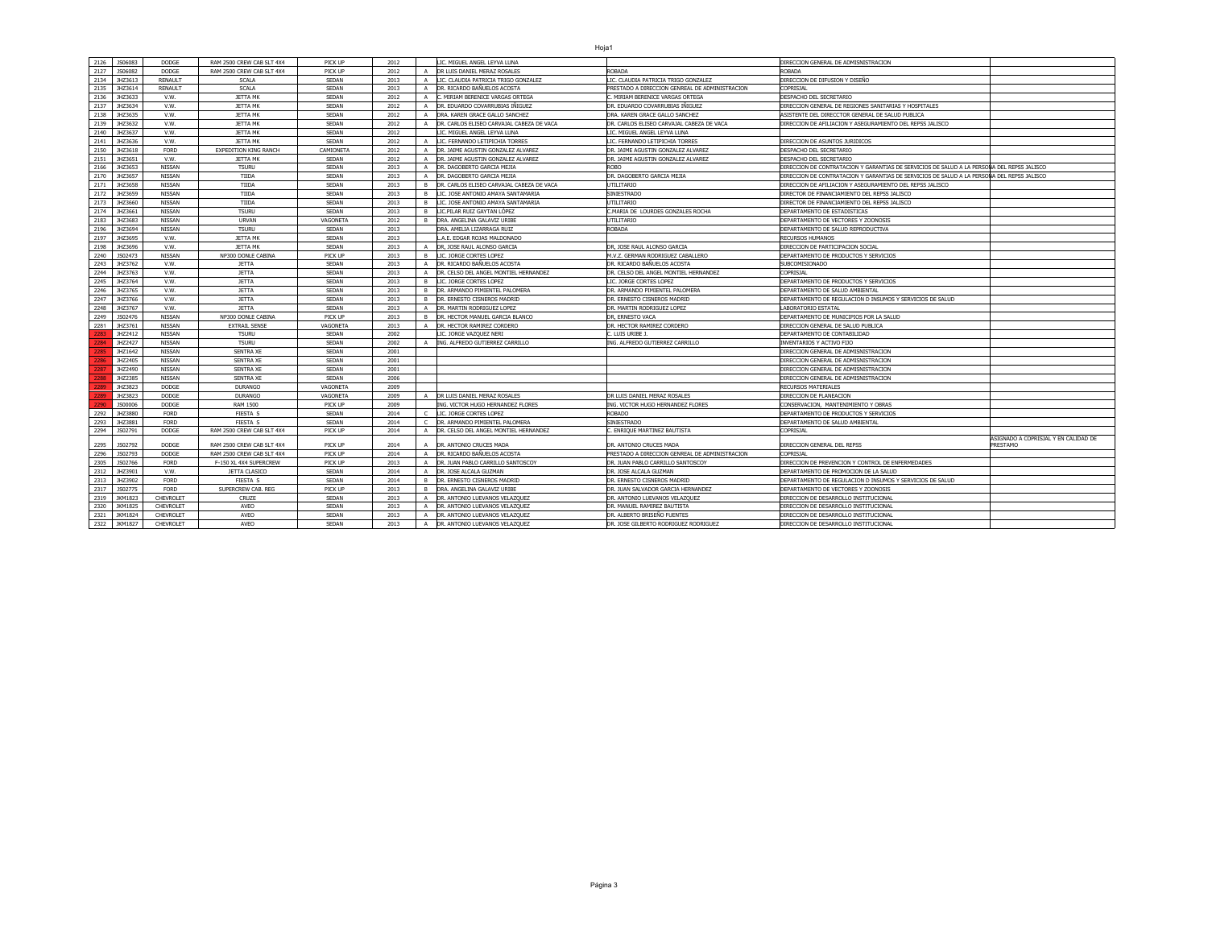| | | | | | | | | | | |
|---|---|---|---|---|---|---|---|---|---|---|
| 2126 | JS06083 | DODGE | RAM 2500 CREW CAB SLT 4X4 | PICK UP | 2012 | | LIC. MIGUEL ANGEL LEYVA LUNA | | DIRECCION GENERAL DE ADMISNISTRACION | |
| 2127 | JS06082 | DODGE | RAM 2500 CREW CAB SLT 4X4 | PICK UP | 2012 | A | DR LUIS DANIEL MERAZ ROSALES | ROBADA | ROBADA | |
| 2134 | JHZ3613 | RENAULT | SCALA | SEDAN | 2013 | A | LIC. CLAUDIA PATRICIA TRIGO GONZALEZ | LIC. CLAUDIA PATRICIA TRIGO GONZALEZ | DIRECCION DE DIFUSION Y DISEÑO | |
| 2135 | JHZ3614 | RENAULT | SCALA | SEDAN | 2013 | A | DR. RICARDO BAÑUELOS ACOSTA | PRESTADO A DIRECCION GENREAL DE ADMINISTRACION | COPRISJAL | |
| 2136 | JHZ3633 | V.W. | JETTA MK | SEDAN | 2012 | A | C. MIRIAM BERENICE VARGAS ORTEGA | C. MIRIAM BERENICE VARGAS ORTEGA | DESPACHO DEL SECRETARIO | |
| 2137 | JHZ3634 | V.W. | JETTA MK | SEDAN | 2012 | A | DR. EDUARDO COVARRUBIAS IÑIGUEZ | DR. EDUARDO COVARRUBIAS IÑIGUEZ | DIRECCION GENERAL DE REGIONES SANITARIAS Y HOSPITALES | |
| 2138 | JHZ3635 | V.W. | JETTA MK | SEDAN | 2012 | A | DRA. KAREN GRACE GALLO SANCHEZ | DRA. KAREN GRACE GALLO SANCHEZ | ASISTENTE DEL DIRECCTOR GENERAL DE SALUD PUBLICA | |
| 2139 | JHZ3632 | V.W. | JETTA MK | SEDAN | 2012 | A | DR. CARLOS ELISEO CARVAJAL CABEZA DE VACA | DR. CARLOS ELISEO CARVAJAL CABEZA DE VACA | DIRECCION DE AFILIACION Y ASEGURAMIENTO DEL REPSS JALISCO | |
| 2140 | JHZ3637 | V.W. | JETTA MK | SEDAN | 2012 | | LIC. MIGUEL ANGEL LEYVA LUNA | LIC. MIGUEL ANGEL LEYVA LUNA | | |
| 2141 | JHZ3636 | V.W. | JETTA MK | SEDAN | 2012 | A | LIC. FERNANDO LETIPICHIA TORRES | LIC. FERNANDO LETIPICHIA TORRES | DIRECCION DE ASUNTOS JURIDICOS | |
| 2150 | JHZ3618 | FORD | EXPEDITION KING RANCH | CAMIONETA | 2012 | A | DR. JAIME AGUSTIN GONZALEZ ALVAREZ | DR. JAIME AGUSTIN GONZALEZ ALVAREZ | DESPACHO DEL SECRETARIO | |
| 2151 | JHZ3651 | V.W. | JETTA MK | SEDAN | 2012 | A | DR. JAIME AGUSTIN GONZALEZ ALVAREZ | DR. JAIME AGUSTIN GONZALEZ ALVAREZ | DESPACHO DEL SECRETARIO | |
| 2166 | JHZ3653 | NISSAN | TSURU | SEDAN | 2013 | A | DR. DAGOBERTO GARCIA MEJIA | ROBO | DIRECCION DE CONTRATACION Y GARANTIAS DE SERVICIOS DE SALUD A LA PERSONA DEL REPSS JALISCO | |
| 2170 | JHZ3657 | NISSAN | TIIDA | SEDAN | 2013 | A | DR. DAGOBERTO GARCIA MEJIA | DR. DAGOBERTO GARCIA MEJIA | DIRECCION DE CONTRATACION Y GARANTIAS DE SERVICIOS DE SALUD A LA PERSONA DEL REPSS JALISCO | |
| 2171 | JHZ3658 | NISSAN | TIIDA | SEDAN | 2013 | B | DR. CARLOS ELISEO CARVAJAL CABEZA DE VACA | UTILITARIO | DIRECCION DE AFILIACION Y ASEGURAMIENTO DEL REPSS JALISCO | |
| 2172 | JHZ3659 | NISSAN | TIIDA | SEDAN | 2013 | B | LIC. JOSE ANTONIO AMAYA SANTAMARIA | SINIESTRADO | DIRECTOR DE FINANCIAMIENTO DEL REPSS JALISCO | |
| 2173 | JHZ3660 | NISSAN | TIIDA | SEDAN | 2013 | B | LIC. JOSE ANTONIO AMAYA SANTAMARIA | UTILITARIO | DIRECTOR DE FINANCIAMIENTO DEL REPSS JALISCO | |
| 2174 | JHZ3661 | NISSAN | TSURU | SEDAN | 2013 | B | LIC.PILAR RUIZ GAYTAN LÓPEZ | C.MARIA DE LOURDES GONZALES ROCHA | DEPARTAMENTO DE ESTADISTICAS | |
| 2183 | JHZ3683 | NISSAN | URVAN | VAGONETA | 2012 | B | DRA. ANGELINA GALAVIZ URIBE | UTILITARIO | DEPARTAMENTO DE VECTORES Y ZOONOSIS | |
| 2196 | JHZ3694 | NISSAN | TSURU | SEDAN | 2013 | | DRA. AMELIA LIZARRAGA RUIZ | ROBADA | DEPARTAMENTO DE SALUD REPRODUCTIVA | |
| 2197 | JHZ3695 | V.W. | JETTA MK | SEDAN | 2013 | | L.A.E. EDGAR ROJAS MALDONADO | | RECURSOS HUMANOS | |
| 2198 | JHZ3696 | V.W. | JETTA MK | SEDAN | 2013 | A | DR. JOSE RAUL ALONSO GARCIA | DR. JOSE RAUL ALONSO GARCIA | DIRECCION DE PARTICIPACION SOCIAL | |
| 2240 | JS02473 | NISSAN | NP300 DONLE CABINA | PICK UP | 2013 | B | LIC. JORGE CORTES LOPEZ | M.V.Z. GERMAN RODRIGUEZ CABALLERO | DEPARTAMENTO DE PRODUCTOS Y SERVICIOS | |
| 2243 | JHZ3762 | V.W. | JETTA | SEDAN | 2013 | A | DR. RICARDO BAÑUELOS ACOSTA | DR. RICARDO BAÑUELOS ACOSTA | SUBCOMISIONADO | |
| 2244 | JHZ3763 | V.W. | JETTA | SEDAN | 2013 | A | DR. CELSO DEL ANGEL MONTIEL HERNANDEZ | DR. CELSO DEL ANGEL MONTIEL HERNANDEZ | COPRISJAL | |
| 2245 | JHZ3764 | V.W. | JETTA | SEDAN | 2013 | B | LIC. JORGE CORTES LOPEZ | LIC. JORGE CORTES LOPEZ | DEPARTAMENTO DE PRODUCTOS Y SERVICIOS | |
| 2246 | JHZ3765 | V.W. | JETTA | SEDAN | 2013 | B | DR. ARMANDO PIMIENTEL PALOMERA | DR. ARMANDO PIMIENTEL PALOMERA | DEPARTAMENTO DE SALUD AMBIENTAL | |
| 2247 | JHZ3766 | V.W. | JETTA | SEDAN | 2013 | B | DR. ERNESTO CISNEROS MADRID | DR. ERNESTO CISNEROS MADRID | DEPARTAMENTO DE REGULACION D INSUMOS Y SERVICIOS DE SALUD | |
| 2248 | JHZ3767 | V.W. | JETTA | SEDAN | 2013 | A | DR. MARTIN RODRIGUEZ LOPEZ | DR. MARTIN RODRIGUEZ LOPEZ | LABORATORIO ESTATAL | |
| 2249 | JS02476 | NISSAN | NP300 DONLE CABINA | PICK UP | 2013 | B | DR. HECTOR MANUEL GARCIA BLANCO | DR. ERNESTO VACA | DEPARTAMENTO DE MUNICIPIOS POR LA SALUD | |
| 2281 | JHZ3761 | NISSAN | EXTRAIL SENSE | VAGONETA | 2013 | A | DR. HECTOR RAMIREZ CORDERO | DR. HECTOR RAMIREZ CORDERO | DIRECCION GENERAL DE SALUD PUBLICA | |
| 2283 | JHZ2412 | NISSAN | TSURU | SEDAN | 2002 | | LIC. JORGE VAZQUEZ NERI | C. LUIS URIBE J. | DEPARTAMENTO DE CONTABILIDAD | |
| 2284 | JHZ2427 | NISSAN | TSURU | SEDAN | 2002 | A | ING. ALFREDO GUTIERREZ CARRILLO | ING. ALFREDO GUTIERREZ CARRILLO | INVENTARIOS Y ACTIVO FIJO | |
| 2285 | JHZ1642 | NISSAN | SENTRA XE | SEDAN | 2001 | | | | DIRECCION GENERAL DE ADMISNISTRACION | |
| 2286 | JHZ2405 | NISSAN | SENTRA XE | SEDAN | 2001 | | | | DIRECCION GENERAL DE ADMISNISTRACION | |
| 2287 | JHZ2490 | NISSAN | SENTRA XE | SEDAN | 2001 | | | | DIRECCION GENERAL DE ADMISNISTRACION | |
| 2288 | JHZ2385 | NISSAN | SENTRA XE | SEDAN | 2006 | | | | DIRECCION GENERAL DE ADMISNISTRACION | |
| 2289 | JHZ3823 | DODGE | DURANGO | VAGONETA | 2009 | | | | RECURSOS MATERIALES | |
| 2289 | JHZ3823 | DODGE | DURANGO | VAGONETA | 2009 | A | DR LUIS DANIEL MERAZ ROSALES | DR LUIS DANIEL MERAZ ROSALES | DIRECCION DE PLANEACION | |
| 2290 | JS00006 | DODGE | RAM 1500 | PICK UP | 2009 | | ING. VICTOR HUGO HERNANDEZ FLORES | ING. VICTOR HUGO HERNANDEZ FLORES | CONSERVACION, MANTENIMIENTO Y OBRAS | |
| 2292 | JHZ3880 | FORD | FIESTA S | SEDAN | 2014 | C | LIC. JORGE CORTES LOPEZ | ROBADO | DEPARTAMENTO DE PRODUCTOS Y SERVICIOS | |
| 2293 | JHZ3881 | FORD | FIESTA S | SEDAN | 2014 | C | DR. ARMANDO PIMIENTEL PALOMERA | SINIESTRADO | DEPARTAMENTO DE SALUD AMBIENTAL | |
| 2294 | JS02791 | DODGE | RAM 2500 CREW CAB SLT 4X4 | PICK UP | 2014 | A | DR. CELSO DEL ANGEL MONTIEL HERNANDEZ | C. ENRIQUE MARTINEZ BAUTISTA | COPRISJAL | |
| 2295 | JS02792 | DODGE | RAM 2500 CREW CAB SLT 4X4 | PICK UP | 2014 | A | DR. ANTONIO CRUCES MADA | DR. ANTONIO CRUCES MADA | DIRECCION GENERAL DEL REPSS | ASIGNADO A COPRISJAL Y EN CALIDAD DE PRESTAMO |
| 2296 | JS02793 | DODGE | RAM 2500 CREW CAB SLT 4X4 | PICK UP | 2014 | A | DR. RICARDO BAÑUELOS ACOSTA | PRESTADO A DIRECCION GENREAL DE ADMINISTRACION | COPRISJAL | |
| 2305 | JS02766 | FORD | F-150 XL 4X4 SUPERCREW | PICK UP | 2013 | A | DR. JUAN PABLO CARRILLO SANTOSCOY | DR. JUAN PABLO CARRILLO SANTOSCOY | DIRECCION DE PREVENCION Y CONTROL DE ENFERMEDADES | |
| 2312 | JHZ3901 | V.W. | JETTA CLASICO | SEDAN | 2014 | A | DR. JOSE ALCALA GUZMAN | DR. JOSE ALCALA GUZMAN | DEPARTAMENTO DE PROMOCION DE LA SALUD | |
| 2313 | JHZ3902 | FORD | FIESTA S | SEDAN | 2014 | B | DR. ERNESTO CISNEROS MADRID | DR. ERNESTO CISNEROS MADRID | DEPARTAMENTO DE REGULACION D INSUMOS Y SERVICIOS DE SALUD | |
| 2317 | JS02775 | FORD | SUPERCREW CAB. REG | PICK UP | 2013 | B | DRA. ANGELINA GALAVIZ URIBE | DR. JUAN SALVADOR GARCIA HERNANDEZ | DEPARTAMENTO DE VECTORES Y ZOONOSIS | |
| 2319 | JKM1823 | CHEVROLET | CRUZE | SEDAN | 2013 | A | DR. ANTONIO LUEVANOS VELAZQUEZ | DR. ANTONIO LUEVANOS VELAZQUEZ | DIRECCION DE DESARROLLO INSTITUCIONAL | |
| 2320 | JKM1825 | CHEVROLET | AVEO | SEDAN | 2013 | A | DR. ANTONIO LUEVANOS VELAZQUEZ | DR. MANUEL RAMIREZ BAUTISTA | DIRECCION DE DESARROLLO INSTITUCIONAL | |
| 2321 | JKM1824 | CHEVROLET | AVEO | SEDAN | 2013 | A | DR. ANTONIO LUEVANOS VELAZQUEZ | DR. ALBERTO BRISEÑO FUENTES | DIRECCION DE DESARROLLO INSTITUCIONAL | |
| 2322 | JKM1827 | CHEVROLET | AVEO | SEDAN | 2013 | A | DR. ANTONIO LUEVANOS VELAZQUEZ | DR. JOSE GILBERTO RODRIGUEZ RODRIGUEZ | DIRECCION DE DESARROLLO INSTITUCIONAL | |